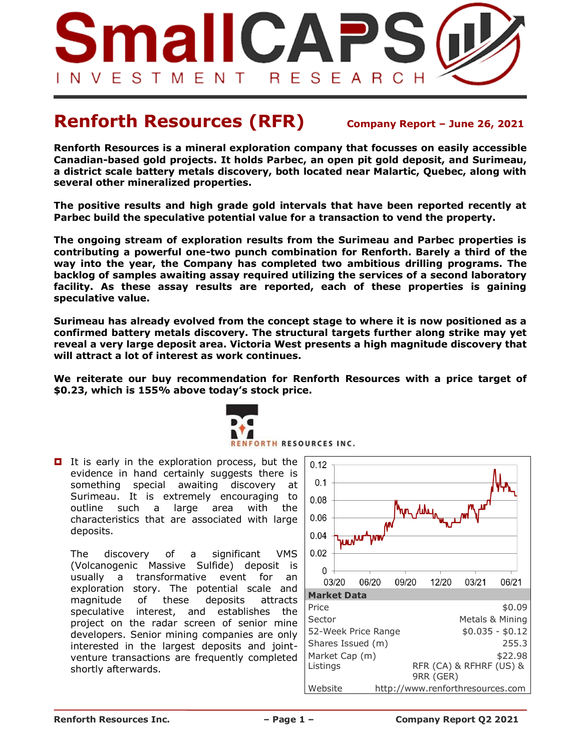# Renforth Resources (RFR)

**Company Report – June 26, 2021**

**Renforth Resources is a mineral exploration company that focusses on easily accessible Canadian-based gold projects. It holds Parbec, an open pit gold deposit, and Surimeau, a district scale battery metals discovery, both located near Malartic, Quebec, along with several other mineralized properties.**

**The positive results and high grade gold intervals that have been reported recently at Parbec build the speculative potential value for a transaction to vend the property.**

**The ongoing stream of exploration results from the Surimeau and Parbec properties is contributing a powerful one-two punch combination for Renforth. Barely a third of the way into the year, the Company has completed two ambitious drilling programs. The backlog of samples awaiting assay required utilizing the services of a second laboratory facility. As these assay results are reported, each of these properties is gaining speculative value.**

**Surimeau has already evolved from the concept stage to where it is now positioned as a confirmed battery metals discovery. The structural targets further along strike may yet reveal a very large deposit area. Victoria West presents a high magnitude discovery that will attract a lot of interest as work continues.**

**We reiterate our buy recommendation for Renforth Resources with a price target of $0.23, which is 155% above today's stock price.**

- It is early in the exploration process, but the evidence in hand certainly suggests there is something special awaiting discovery at Surimeau. It is extremely encouraging to outline such a large area with the characteristics that are associated with large deposits.

  The discovery of a significant VMS (Volcanogenic Massive Sulfide) deposit is usually a transformative event for an exploration story. The potential scale and magnitude of these deposits attracts speculative interest, and establishes the project on the radar screen of senior mine developers. Senior mining companies are only interested in the largest deposits and joint-venture transactions are frequently completed shortly afterwards.

| Market Data | |
|---|---|
| Price | $0.09 |
| Sector | Metals & Mining |
| 52-Week Price Range | $0.035 - $0.12 |
| Shares Issued (m) | 255.3 |
| Market Cap (m) | $22.98 |
| Listings | RFR (CA) & RFHRF (US) & 9RR (GER) |
| Website | http://www.renforthresources.com |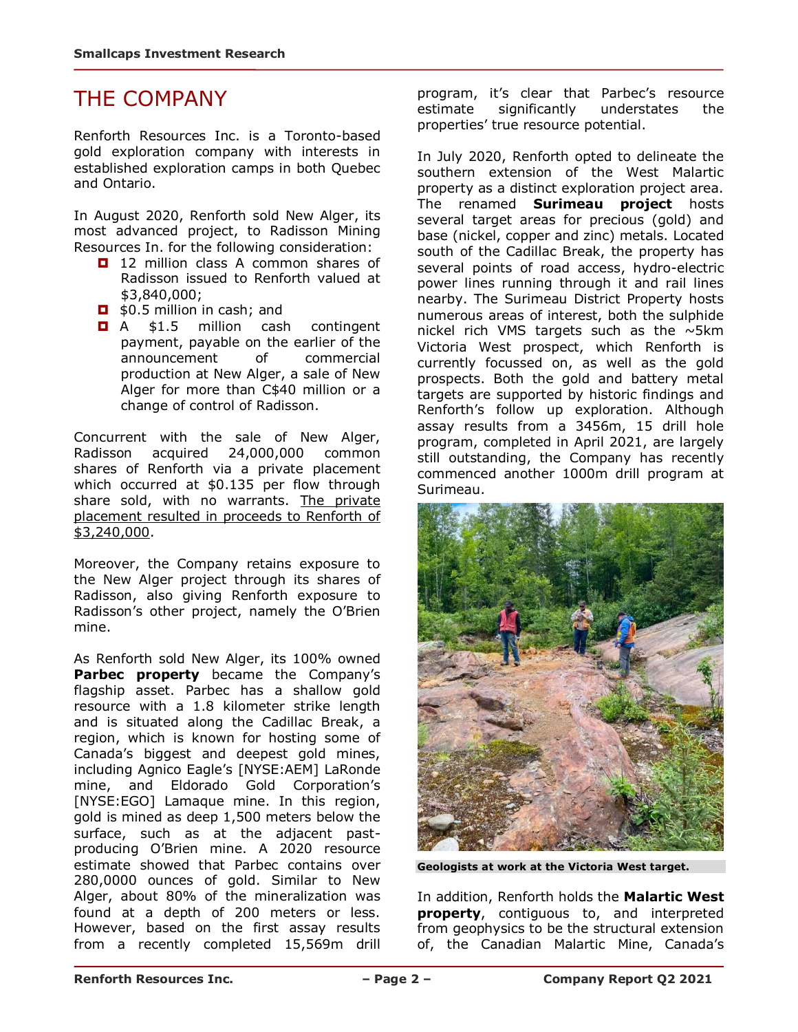# THE COMPANY

Renforth Resources Inc. is a Toronto-based gold exploration company with interests in established exploration camps in both Quebec and Ontario.

In August 2020, Renforth sold New Alger, its most advanced project, to Radisson Mining Resources In. for the following consideration:

- 12 million class A common shares of Radisson issued to Renforth valued at $3,840,000;
- $0.5 million in cash; and
- A $1.5 million cash contingent payment, payable on the earlier of the announcement of commercial production at New Alger, a sale of New Alger for more than C$40 million or a change of control of Radisson.

Concurrent with the sale of New Alger, Radisson acquired 24,000,000 common shares of Renforth via a private placement which occurred at $0.135 per flow through share sold, with no warrants. The private placement resulted in proceeds to Renforth of $3,240,000.

Moreover, the Company retains exposure to the New Alger project through its shares of Radisson, also giving Renforth exposure to Radisson's other project, namely the O'Brien mine.

As Renforth sold New Alger, its 100% owned **Parbec property** became the Company's flagship asset. Parbec has a shallow gold resource with a 1.8 kilometer strike length and is situated along the Cadillac Break, a region, which is known for hosting some of Canada's biggest and deepest gold mines, including Agnico Eagle's [NYSE:AEM] LaRonde mine, and Eldorado Gold Corporation's [NYSE:EGO] Lamaque mine. In this region, gold is mined as deep 1,500 meters below the surface, such as at the adjacent past-producing O'Brien mine. A 2020 resource estimate showed that Parbec contains over 280,0000 ounces of gold. Similar to New Alger, about 80% of the mineralization was found at a depth of 200 meters or less. However, based on the first assay results from a recently completed 15,569m drill program, it's clear that Parbec's resource estimate significantly understates the properties' true resource potential.

In July 2020, Renforth opted to delineate the southern extension of the West Malartic property as a distinct exploration project area. The renamed **Surimeau project** hosts several target areas for precious (gold) and base (nickel, copper and zinc) metals. Located south of the Cadillac Break, the property has several points of road access, hydro-electric power lines running through it and rail lines nearby. The Surimeau District Property hosts numerous areas of interest, both the sulphide nickel rich VMS targets such as the ~5km Victoria West prospect, which Renforth is currently focussed on, as well as the gold prospects. Both the gold and battery metal targets are supported by historic findings and Renforth's follow up exploration. Although assay results from a 3456m, 15 drill hole program, completed in April 2021, are largely still outstanding, the Company has recently commenced another 1000m drill program at Surimeau.

**Geologists at work at the Victoria West target.**

In addition, Renforth holds the **Malartic West property**, contiguous to, and interpreted from geophysics to be the structural extension of, the Canadian Malartic Mine, Canada's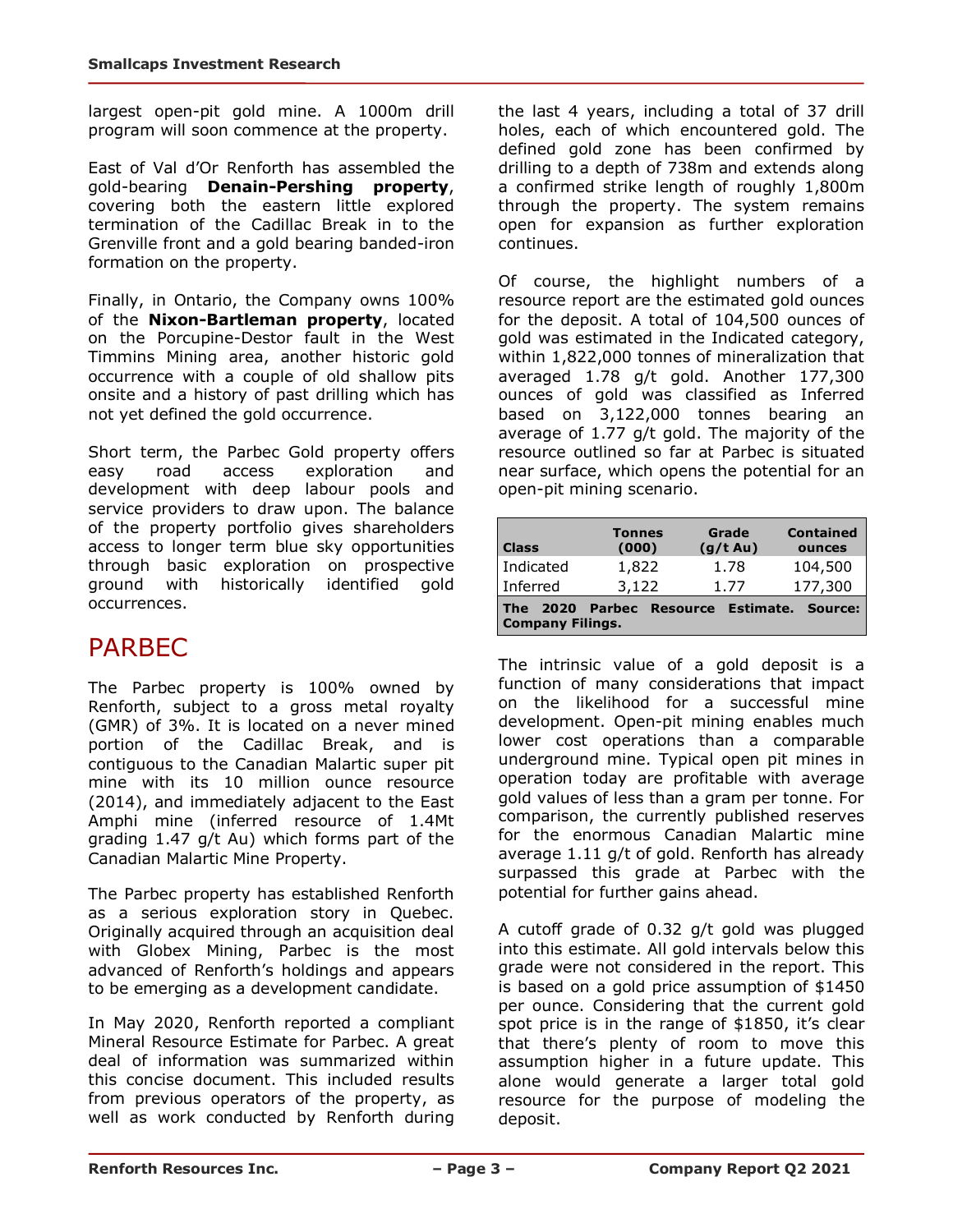largest open-pit gold mine. A 1000m drill program will soon commence at the property.

East of Val d'Or Renforth has assembled the gold-bearing **Denain-Pershing property**, covering both the eastern little explored termination of the Cadillac Break in to the Grenville front and a gold bearing banded-iron formation on the property.

Finally, in Ontario, the Company owns 100% of the **Nixon-Bartleman property**, located on the Porcupine-Destor fault in the West Timmins Mining area, another historic gold occurrence with a couple of old shallow pits onsite and a history of past drilling which has not yet defined the gold occurrence.

Short term, the Parbec Gold property offers easy road access exploration and development with deep labour pools and service providers to draw upon. The balance of the property portfolio gives shareholders access to longer term blue sky opportunities through basic exploration on prospective ground with historically identified gold occurrences.

# PARBEC

The Parbec property is 100% owned by Renforth, subject to a gross metal royalty (GMR) of 3%. It is located on a never mined portion of the Cadillac Break, and is contiguous to the Canadian Malartic super pit mine with its 10 million ounce resource (2014), and immediately adjacent to the East Amphi mine (inferred resource of 1.4Mt grading 1.47 g/t Au) which forms part of the Canadian Malartic Mine Property.

The Parbec property has established Renforth as a serious exploration story in Quebec. Originally acquired through an acquisition deal with Globex Mining, Parbec is the most advanced of Renforth's holdings and appears to be emerging as a development candidate.

In May 2020, Renforth reported a compliant Mineral Resource Estimate for Parbec. A great deal of information was summarized within this concise document. This included results from previous operators of the property, as well as work conducted by Renforth during the last 4 years, including a total of 37 drill holes, each of which encountered gold. The defined gold zone has been confirmed by drilling to a depth of 738m and extends along a confirmed strike length of roughly 1,800m through the property. The system remains open for expansion as further exploration continues.

Of course, the highlight numbers of a resource report are the estimated gold ounces for the deposit. A total of 104,500 ounces of gold was estimated in the Indicated category, within 1,822,000 tonnes of mineralization that averaged 1.78 g/t gold. Another 177,300 ounces of gold was classified as Inferred based on 3,122,000 tonnes bearing an average of 1.77 g/t gold. The majority of the resource outlined so far at Parbec is situated near surface, which opens the potential for an open-pit mining scenario.

| Class | Tonnes (000) | Grade (g/t Au) | Contained ounces |
|---|---|---|---|
| Indicated | 1,822 | 1.78 | 104,500 |
| Inferred | 3,122 | 1.77 | 177,300 |

**The 2020 Parbec Resource Estimate. Source: Company Filings.**

The intrinsic value of a gold deposit is a function of many considerations that impact on the likelihood for a successful mine development. Open-pit mining enables much lower cost operations than a comparable underground mine. Typical open pit mines in operation today are profitable with average gold values of less than a gram per tonne. For comparison, the currently published reserves for the enormous Canadian Malartic mine average 1.11 g/t of gold. Renforth has already surpassed this grade at Parbec with the potential for further gains ahead.

A cutoff grade of 0.32 g/t gold was plugged into this estimate. All gold intervals below this grade were not considered in the report. This is based on a gold price assumption of $1450 per ounce. Considering that the current gold spot price is in the range of $1850, it's clear that there's plenty of room to move this assumption higher in a future update. This alone would generate a larger total gold resource for the purpose of modeling the deposit.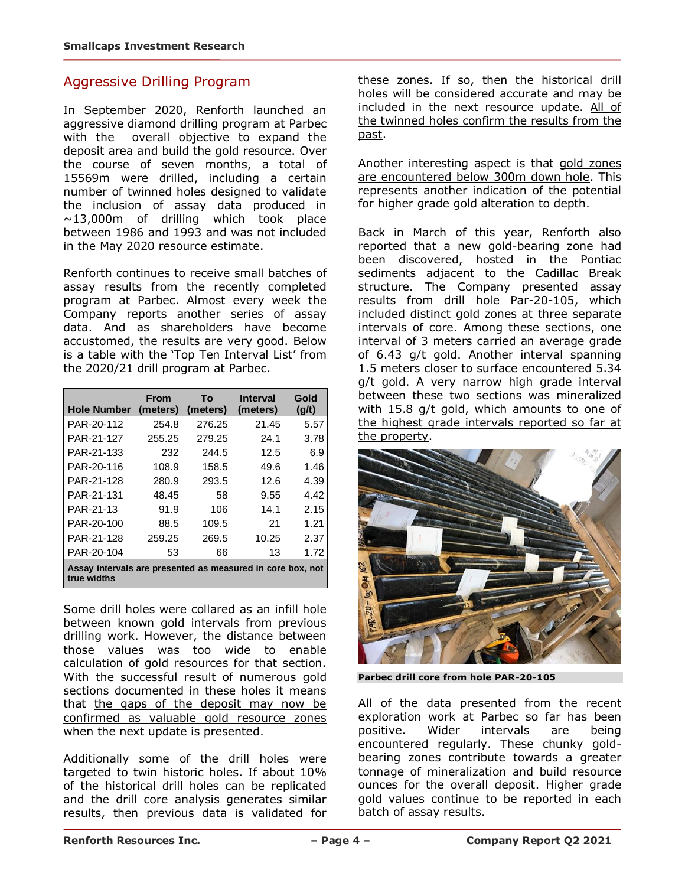## Aggressive Drilling Program

In September 2020, Renforth launched an aggressive diamond drilling program at Parbec with the overall objective to expand the deposit area and build the gold resource. Over the course of seven months, a total of 15569m were drilled, including a certain number of twinned holes designed to validate the inclusion of assay data produced in ~13,000m of drilling which took place between 1986 and 1993 and was not included in the May 2020 resource estimate.

Renforth continues to receive small batches of assay results from the recently completed program at Parbec. Almost every week the Company reports another series of assay data. And as shareholders have become accustomed, the results are very good. Below is a table with the 'Top Ten Interval List' from the 2020/21 drill program at Parbec.

| Hole Number | From (meters) | To (meters) | Interval (meters) | Gold (g/t) |
|---|---|---|---|---|
| PAR-20-112 | 254.8 | 276.25 | 21.45 | 5.57 |
| PAR-21-127 | 255.25 | 279.25 | 24.1 | 3.78 |
| PAR-21-133 | 232 | 244.5 | 12.5 | 6.9 |
| PAR-20-116 | 108.9 | 158.5 | 49.6 | 1.46 |
| PAR-21-128 | 280.9 | 293.5 | 12.6 | 4.39 |
| PAR-21-131 | 48.45 | 58 | 9.55 | 4.42 |
| PAR-21-13 | 91.9 | 106 | 14.1 | 2.15 |
| PAR-20-100 | 88.5 | 109.5 | 21 | 1.21 |
| PAR-21-128 | 259.25 | 269.5 | 10.25 | 2.37 |
| PAR-20-104 | 53 | 66 | 13 | 1.72 |

**Assay intervals are presented as measured in core box, not true widths**

Some drill holes were collared as an infill hole between known gold intervals from previous drilling work. However, the distance between those values was too wide to enable calculation of gold resources for that section. With the successful result of numerous gold sections documented in these holes it means that the gaps of the deposit may now be confirmed as valuable gold resource zones when the next update is presented.

Additionally some of the drill holes were targeted to twin historic holes. If about 10% of the historical drill holes can be replicated and the drill core analysis generates similar results, then previous data is validated for these zones. If so, then the historical drill holes will be considered accurate and may be included in the next resource update. All of the twinned holes confirm the results from the past.

Another interesting aspect is that gold zones are encountered below 300m down hole. This represents another indication of the potential for higher grade gold alteration to depth.

Back in March of this year, Renforth also reported that a new gold-bearing zone had been discovered, hosted in the Pontiac sediments adjacent to the Cadillac Break structure. The Company presented assay results from drill hole Par-20-105, which included distinct gold zones at three separate intervals of core. Among these sections, one interval of 3 meters carried an average grade of 6.43 g/t gold. Another interval spanning 1.5 meters closer to surface encountered 5.34 g/t gold. A very narrow high grade interval between these two sections was mineralized with 15.8 g/t gold, which amounts to one of the highest grade intervals reported so far at the property.

**Parbec drill core from hole PAR-20-105**

All of the data presented from the recent exploration work at Parbec so far has been positive. Wider intervals are being encountered regularly. These chunky gold-bearing zones contribute towards a greater tonnage of mineralization and build resource ounces for the overall deposit. Higher grade gold values continue to be reported in each batch of assay results.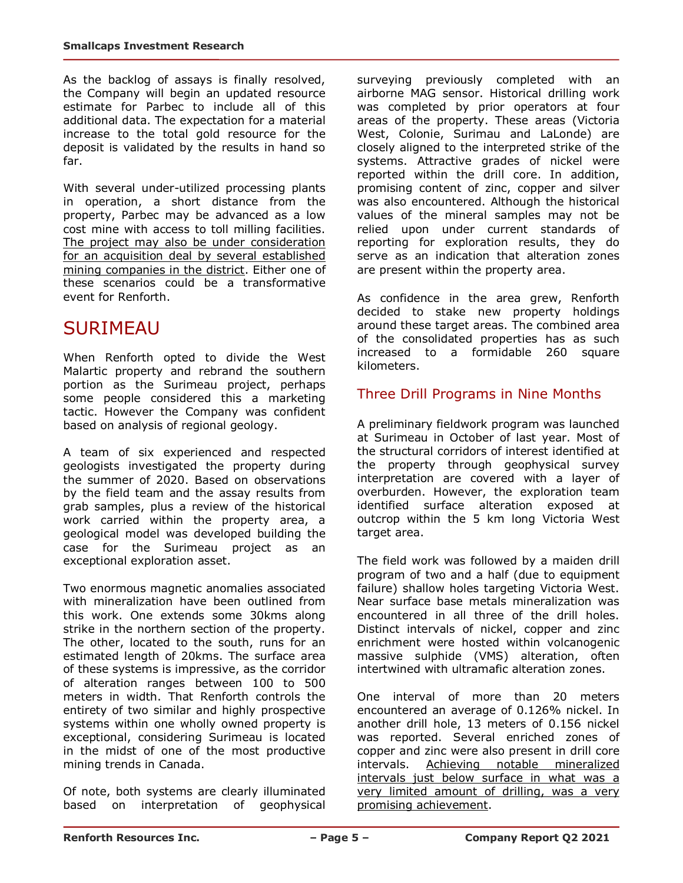As the backlog of assays is finally resolved, the Company will begin an updated resource estimate for Parbec to include all of this additional data. The expectation for a material increase to the total gold resource for the deposit is validated by the results in hand so far.

With several under-utilized processing plants in operation, a short distance from the property, Parbec may be advanced as a low cost mine with access to toll milling facilities. <u>The project may also be under consideration for an acquisition deal by several established mining companies in the district</u>. Either one of these scenarios could be a transformative event for Renforth.

# SURIMEAU

When Renforth opted to divide the West Malartic property and rebrand the southern portion as the Surimeau project, perhaps some people considered this a marketing tactic. However the Company was confident based on analysis of regional geology.

A team of six experienced and respected geologists investigated the property during the summer of 2020. Based on observations by the field team and the assay results from grab samples, plus a review of the historical work carried within the property area, a geological model was developed building the case for the Surimeau project as an exceptional exploration asset.

Two enormous magnetic anomalies associated with mineralization have been outlined from this work. One extends some 30kms along strike in the northern section of the property. The other, located to the south, runs for an estimated length of 20kms. The surface area of these systems is impressive, as the corridor of alteration ranges between 100 to 500 meters in width. That Renforth controls the entirety of two similar and highly prospective systems within one wholly owned property is exceptional, considering Surimeau is located in the midst of one of the most productive mining trends in Canada.

Of note, both systems are clearly illuminated based on interpretation of geophysical surveying previously completed with an airborne MAG sensor. Historical drilling work was completed by prior operators at four areas of the property. These areas (Victoria West, Colonie, Surimau and LaLonde) are closely aligned to the interpreted strike of the systems. Attractive grades of nickel were reported within the drill core. In addition, promising content of zinc, copper and silver was also encountered. Although the historical values of the mineral samples may not be relied upon under current standards of reporting for exploration results, they do serve as an indication that alteration zones are present within the property area.

As confidence in the area grew, Renforth decided to stake new property holdings around these target areas. The combined area of the consolidated properties has as such increased to a formidable 260 square kilometers.

## Three Drill Programs in Nine Months

A preliminary fieldwork program was launched at Surimeau in October of last year. Most of the structural corridors of interest identified at the property through geophysical survey interpretation are covered with a layer of overburden. However, the exploration team identified surface alteration exposed at outcrop within the 5 km long Victoria West target area.

The field work was followed by a maiden drill program of two and a half (due to equipment failure) shallow holes targeting Victoria West. Near surface base metals mineralization was encountered in all three of the drill holes. Distinct intervals of nickel, copper and zinc enrichment were hosted within volcanogenic massive sulphide (VMS) alteration, often intertwined with ultramafic alteration zones.

One interval of more than 20 meters encountered an average of 0.126% nickel. In another drill hole, 13 meters of 0.156 nickel was reported. Several enriched zones of copper and zinc were also present in drill core intervals. <u>Achieving notable mineralized intervals just below surface in what was a very limited amount of drilling, was a very promising achievement</u>.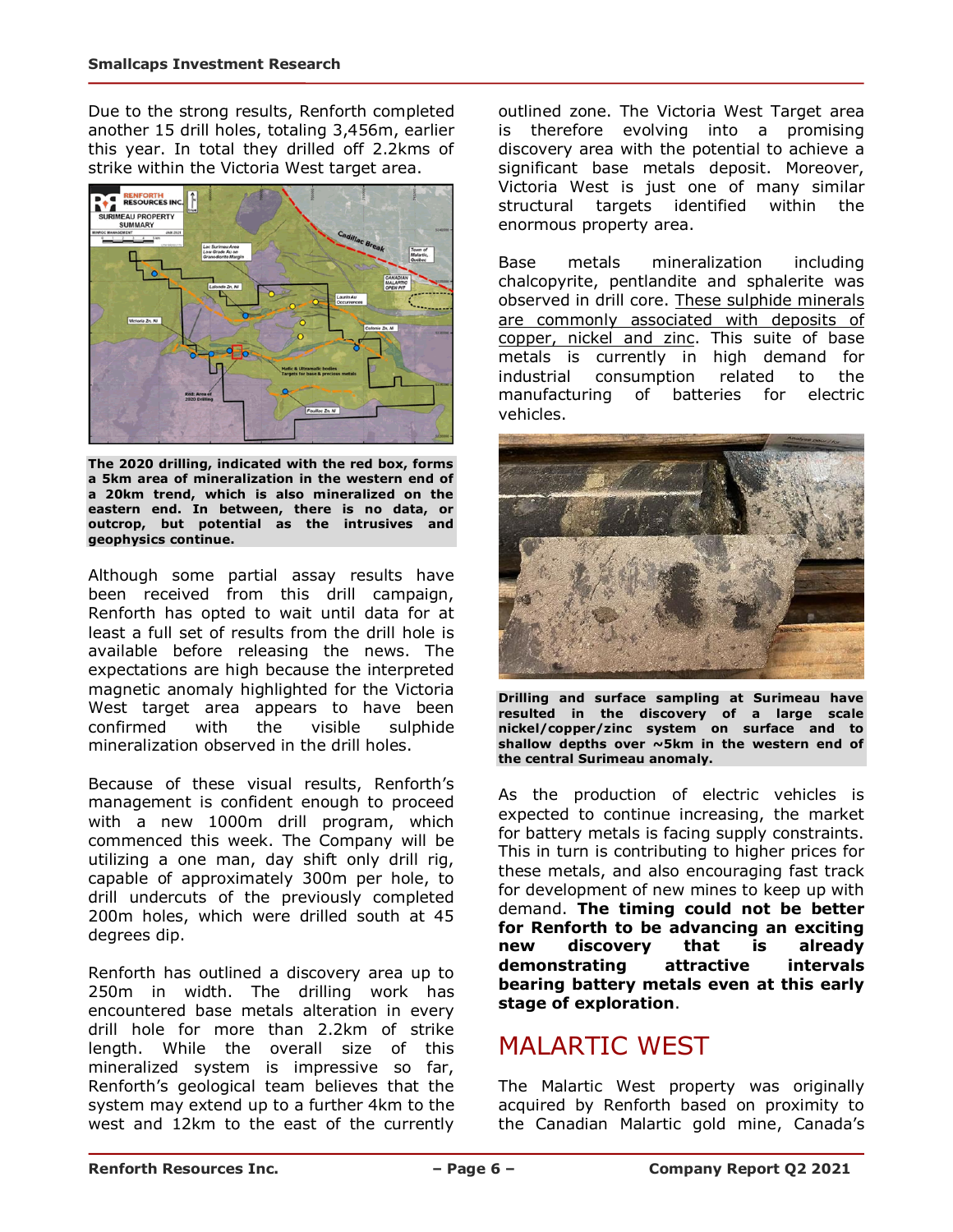Due to the strong results, Renforth completed another 15 drill holes, totaling 3,456m, earlier this year. In total they drilled off 2.2kms of strike within the Victoria West target area.

**The 2020 drilling, indicated with the red box, forms a 5km area of mineralization in the western end of a 20km trend, which is also mineralized on the eastern end. In between, there is no data, or outcrop, but potential as the intrusives and geophysics continue.**

Although some partial assay results have been received from this drill campaign, Renforth has opted to wait until data for at least a full set of results from the drill hole is available before releasing the news. The expectations are high because the interpreted magnetic anomaly highlighted for the Victoria West target area appears to have been confirmed with the visible sulphide mineralization observed in the drill holes.

Because of these visual results, Renforth's management is confident enough to proceed with a new 1000m drill program, which commenced this week. The Company will be utilizing a one man, day shift only drill rig, capable of approximately 300m per hole, to drill undercuts of the previously completed 200m holes, which were drilled south at 45 degrees dip.

Renforth has outlined a discovery area up to 250m in width. The drilling work has encountered base metals alteration in every drill hole for more than 2.2km of strike length. While the overall size of this mineralized system is impressive so far, Renforth's geological team believes that the system may extend up to a further 4km to the west and 12km to the east of the currently outlined zone. The Victoria West Target area is therefore evolving into a promising discovery area with the potential to achieve a significant base metals deposit. Moreover, Victoria West is just one of many similar structural targets identified within the enormous property area.

Base metals mineralization including chalcopyrite, pentlandite and sphalerite was observed in drill core. These sulphide minerals are commonly associated with deposits of copper, nickel and zinc. This suite of base metals is currently in high demand for industrial consumption related to the manufacturing of batteries for electric vehicles.

**Drilling and surface sampling at Surimeau have resulted in the discovery of a large scale nickel/copper/zinc system on surface and to shallow depths over ~5km in the western end of the central Surimeau anomaly.**

As the production of electric vehicles is expected to continue increasing, the market for battery metals is facing supply constraints. This in turn is contributing to higher prices for these metals, and also encouraging fast track for development of new mines to keep up with demand. **The timing could not be better for Renforth to be advancing an exciting new discovery that is already demonstrating attractive intervals bearing battery metals even at this early stage of exploration**.

## MALARTIC WEST

The Malartic West property was originally acquired by Renforth based on proximity to the Canadian Malartic gold mine, Canada's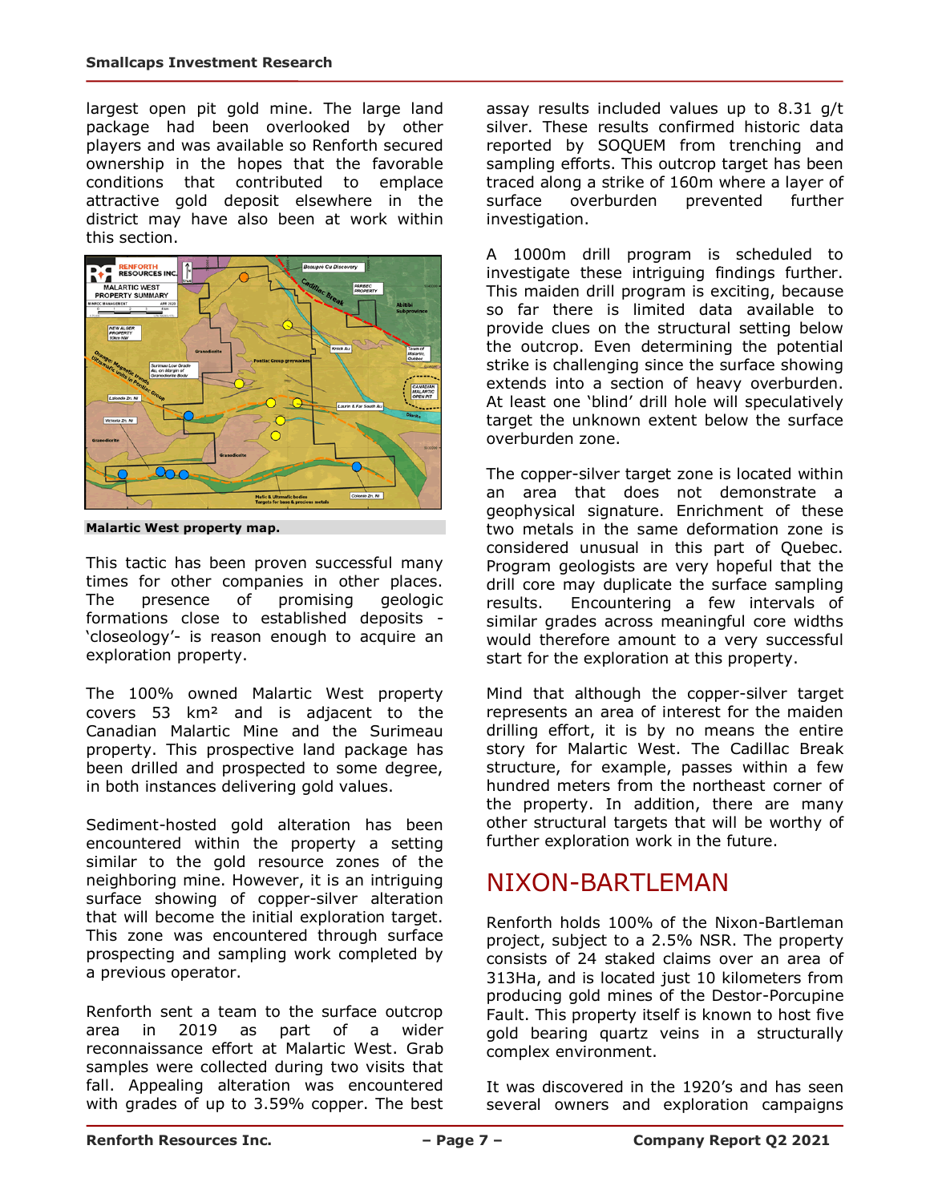largest open pit gold mine. The large land package had been overlooked by other players and was available so Renforth secured ownership in the hopes that the favorable conditions that contributed to emplace attractive gold deposit elsewhere in the district may have also been at work within this section.

**Malartic West property map.**

This tactic has been proven successful many times for other companies in other places. The presence of promising geologic formations close to established deposits - 'closeology'- is reason enough to acquire an exploration property.

The 100% owned Malartic West property covers 53 km² and is adjacent to the Canadian Malartic Mine and the Surimeau property. This prospective land package has been drilled and prospected to some degree, in both instances delivering gold values.

Sediment-hosted gold alteration has been encountered within the property a setting similar to the gold resource zones of the neighboring mine. However, it is an intriguing surface showing of copper-silver alteration that will become the initial exploration target. This zone was encountered through surface prospecting and sampling work completed by a previous operator.

Renforth sent a team to the surface outcrop area in 2019 as part of a wider reconnaissance effort at Malartic West. Grab samples were collected during two visits that fall. Appealing alteration was encountered with grades of up to 3.59% copper. The best assay results included values up to 8.31 g/t silver. These results confirmed historic data reported by SOQUEM from trenching and sampling efforts. This outcrop target has been traced along a strike of 160m where a layer of surface overburden prevented further investigation.

A 1000m drill program is scheduled to investigate these intriguing findings further. This maiden drill program is exciting, because so far there is limited data available to provide clues on the structural setting below the outcrop. Even determining the potential strike is challenging since the surface showing extends into a section of heavy overburden. At least one 'blind' drill hole will speculatively target the unknown extent below the surface overburden zone.

The copper-silver target zone is located within an area that does not demonstrate a geophysical signature. Enrichment of these two metals in the same deformation zone is considered unusual in this part of Quebec. Program geologists are very hopeful that the drill core may duplicate the surface sampling results. Encountering a few intervals of similar grades across meaningful core widths would therefore amount to a very successful start for the exploration at this property.

Mind that although the copper-silver target represents an area of interest for the maiden drilling effort, it is by no means the entire story for Malartic West. The Cadillac Break structure, for example, passes within a few hundred meters from the northeast corner of the property. In addition, there are many other structural targets that will be worthy of further exploration work in the future.

## NIXON-BARTLEMAN

Renforth holds 100% of the Nixon-Bartleman project, subject to a 2.5% NSR. The property consists of 24 staked claims over an area of 313Ha, and is located just 10 kilometers from producing gold mines of the Destor-Porcupine Fault. This property itself is known to host five gold bearing quartz veins in a structurally complex environment.

It was discovered in the 1920's and has seen several owners and exploration campaigns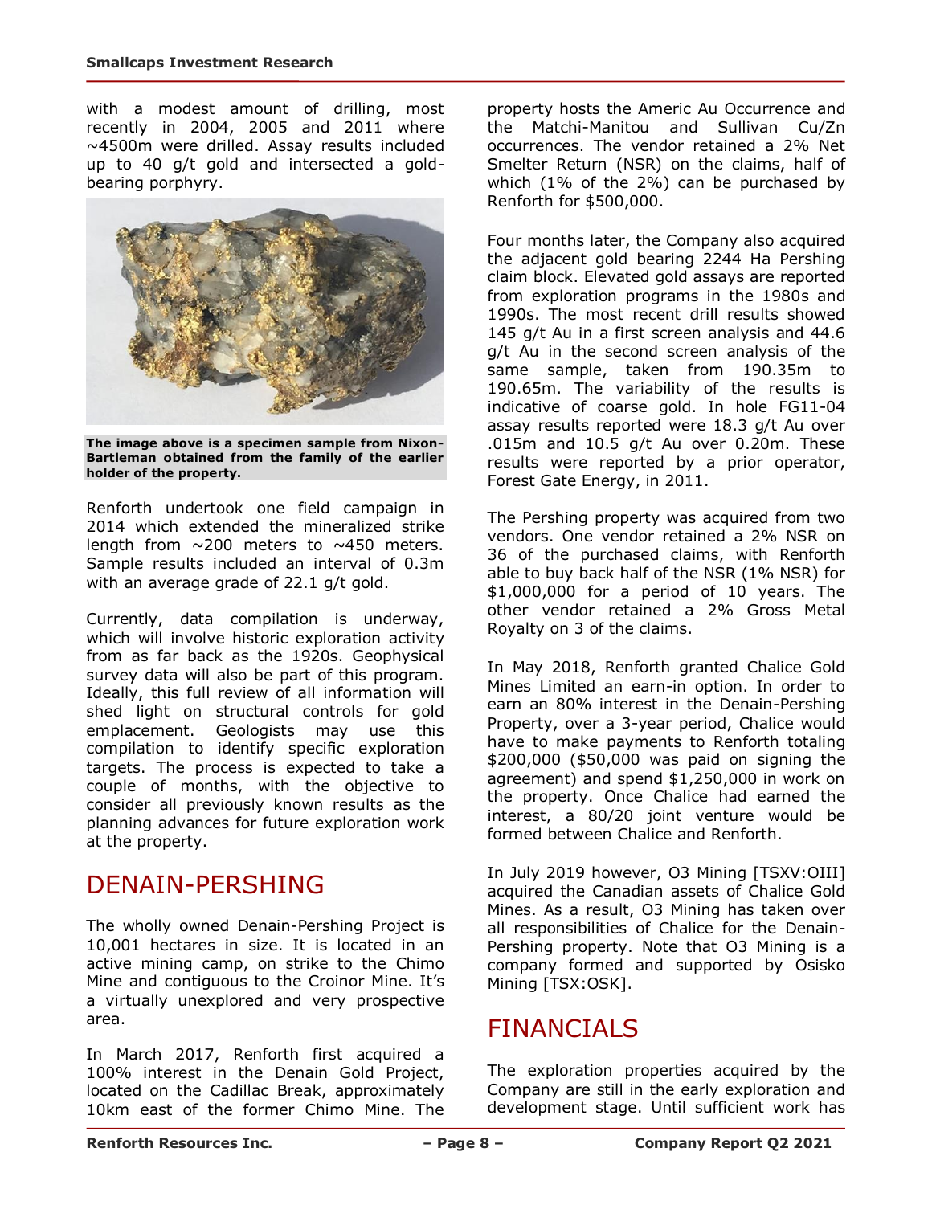with a modest amount of drilling, most recently in 2004, 2005 and 2011 where ~4500m were drilled. Assay results included up to 40 g/t gold and intersected a gold-bearing porphyry.

**The image above is a specimen sample from Nixon-Bartleman obtained from the family of the earlier holder of the property.**

Renforth undertook one field campaign in 2014 which extended the mineralized strike length from ~200 meters to ~450 meters. Sample results included an interval of 0.3m with an average grade of 22.1 g/t gold.

Currently, data compilation is underway, which will involve historic exploration activity from as far back as the 1920s. Geophysical survey data will also be part of this program. Ideally, this full review of all information will shed light on structural controls for gold emplacement. Geologists may use this compilation to identify specific exploration targets. The process is expected to take a couple of months, with the objective to consider all previously known results as the planning advances for future exploration work at the property.

## DENAIN-PERSHING

The wholly owned Denain-Pershing Project is 10,001 hectares in size. It is located in an active mining camp, on strike to the Chimo Mine and contiguous to the Croinor Mine. It's a virtually unexplored and very prospective area.

In March 2017, Renforth first acquired a 100% interest in the Denain Gold Project, located on the Cadillac Break, approximately 10km east of the former Chimo Mine. The property hosts the Americ Au Occurrence and the Matchi-Manitou and Sullivan Cu/Zn occurrences. The vendor retained a 2% Net Smelter Return (NSR) on the claims, half of which (1% of the 2%) can be purchased by Renforth for $500,000.

Four months later, the Company also acquired the adjacent gold bearing 2244 Ha Pershing claim block. Elevated gold assays are reported from exploration programs in the 1980s and 1990s. The most recent drill results showed 145 g/t Au in a first screen analysis and 44.6 g/t Au in the second screen analysis of the same sample, taken from 190.35m to 190.65m. The variability of the results is indicative of coarse gold. In hole FG11-04 assay results reported were 18.3 g/t Au over .015m and 10.5 g/t Au over 0.20m. These results were reported by a prior operator, Forest Gate Energy, in 2011.

The Pershing property was acquired from two vendors. One vendor retained a 2% NSR on 36 of the purchased claims, with Renforth able to buy back half of the NSR (1% NSR) for $1,000,000 for a period of 10 years. The other vendor retained a 2% Gross Metal Royalty on 3 of the claims.

In May 2018, Renforth granted Chalice Gold Mines Limited an earn-in option. In order to earn an 80% interest in the Denain-Pershing Property, over a 3-year period, Chalice would have to make payments to Renforth totaling $200,000 ($50,000 was paid on signing the agreement) and spend $1,250,000 in work on the property. Once Chalice had earned the interest, a 80/20 joint venture would be formed between Chalice and Renforth.

In July 2019 however, O3 Mining [TSXV:OIII] acquired the Canadian assets of Chalice Gold Mines. As a result, O3 Mining has taken over all responsibilities of Chalice for the Denain-Pershing property. Note that O3 Mining is a company formed and supported by Osisko Mining [TSX:OSK].

## FINANCIALS

The exploration properties acquired by the Company are still in the early exploration and development stage. Until sufficient work has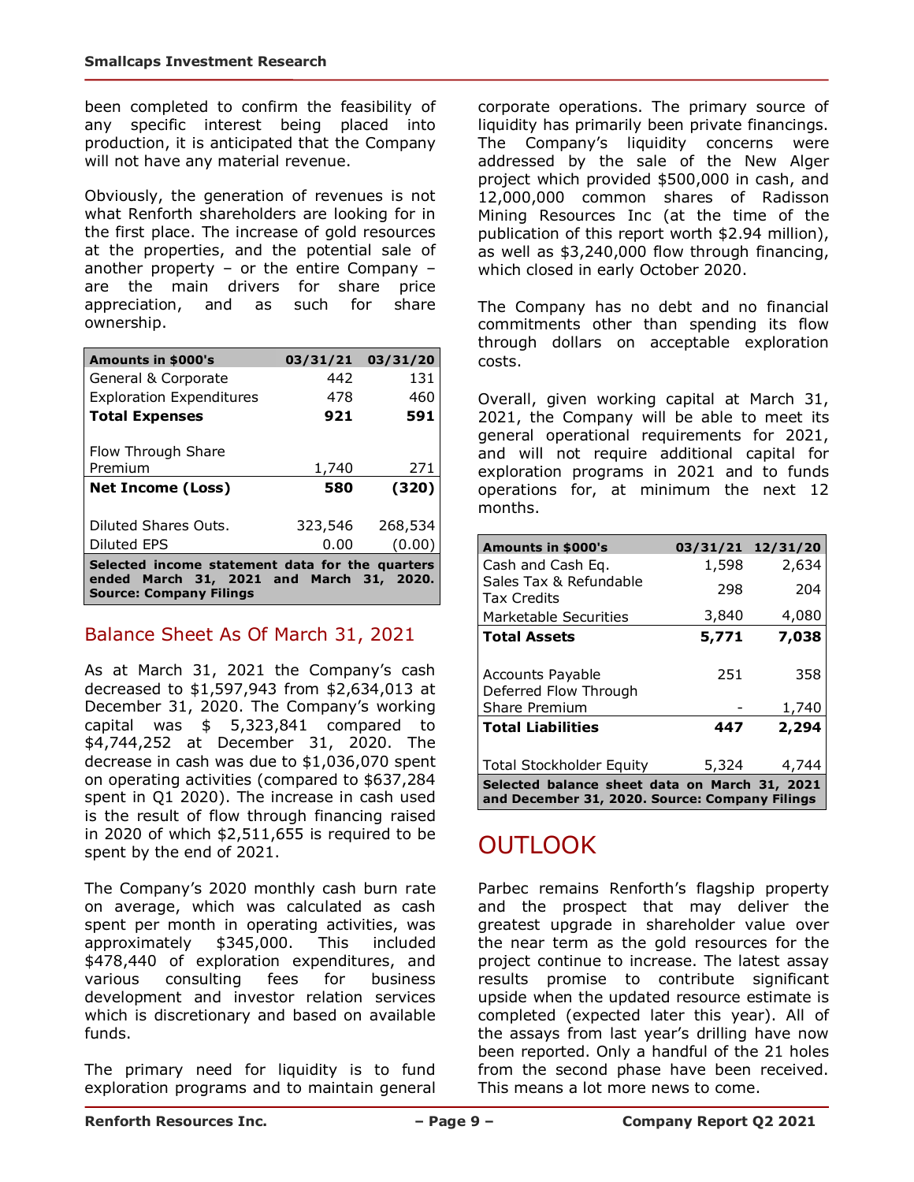been completed to confirm the feasibility of any specific interest being placed into production, it is anticipated that the Company will not have any material revenue.

Obviously, the generation of revenues is not what Renforth shareholders are looking for in the first place. The increase of gold resources at the properties, and the potential sale of another property – or the entire Company – are the main drivers for share price appreciation, and as such for share ownership.

| Amounts in $000's | 03/31/21 | 03/31/20 |
|---|---|---|
| General & Corporate | 442 | 131 |
| Exploration Expenditures | 478 | 460 |
| **Total Expenses** | **921** | **591** |
| Flow Through Share Premium | 1,740 | 271 |
| **Net Income (Loss)** | **580** | **(320)** |
| Diluted Shares Outs. | 323,546 | 268,534 |
| Diluted EPS | 0.00 | (0.00) |

**Selected income statement data for the quarters ended March 31, 2021 and March 31, 2020. Source: Company Filings**

## Balance Sheet As Of March 31, 2021

As at March 31, 2021 the Company's cash decreased to $1,597,943 from $2,634,013 at December 31, 2020. The Company's working capital was $ 5,323,841 compared to $4,744,252 at December 31, 2020. The decrease in cash was due to $1,036,070 spent on operating activities (compared to $637,284 spent in Q1 2020). The increase in cash used is the result of flow through financing raised in 2020 of which $2,511,655 is required to be spent by the end of 2021.

The Company's 2020 monthly cash burn rate on average, which was calculated as cash spent per month in operating activities, was approximately $345,000. This included $478,440 of exploration expenditures, and various consulting fees for business development and investor relation services which is discretionary and based on available funds.

The primary need for liquidity is to fund exploration programs and to maintain general corporate operations. The primary source of liquidity has primarily been private financings. The Company's liquidity concerns were addressed by the sale of the New Alger project which provided $500,000 in cash, and 12,000,000 common shares of Radisson Mining Resources Inc (at the time of the publication of this report worth $2.94 million), as well as $3,240,000 flow through financing, which closed in early October 2020.

The Company has no debt and no financial commitments other than spending its flow through dollars on acceptable exploration costs.

Overall, given working capital at March 31, 2021, the Company will be able to meet its general operational requirements for 2021, and will not require additional capital for exploration programs in 2021 and to funds operations for, at minimum the next 12 months.

| Amounts in $000's | 03/31/21 | 12/31/20 |
|---|---|---|
| Cash and Cash Eq. | 1,598 | 2,634 |
| Sales Tax & Refundable Tax Credits | 298 | 204 |
| Marketable Securities | 3,840 | 4,080 |
| **Total Assets** | **5,771** | **7,038** |
| Accounts Payable | 251 | 358 |
| Deferred Flow Through Share Premium | - | 1,740 |
| **Total Liabilities** | **447** | **2,294** |
| Total Stockholder Equity | 5,324 | 4,744 |

**Selected balance sheet data on March 31, 2021 and December 31, 2020. Source: Company Filings**

# OUTLOOK

Parbec remains Renforth's flagship property and the prospect that may deliver the greatest upgrade in shareholder value over the near term as the gold resources for the project continue to increase. The latest assay results promise to contribute significant upside when the updated resource estimate is completed (expected later this year). All of the assays from last year's drilling have now been reported. Only a handful of the 21 holes from the second phase have been received. This means a lot more news to come.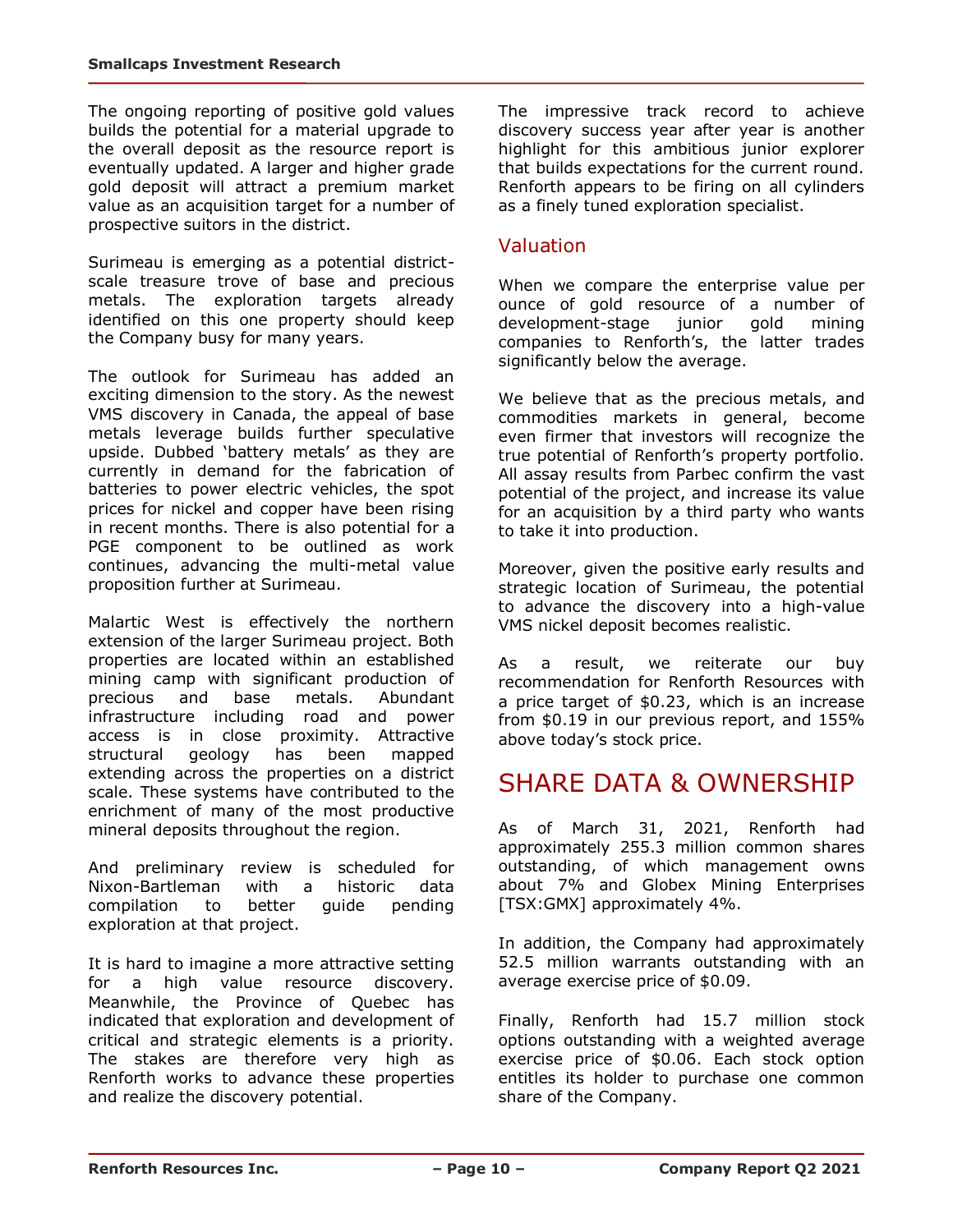The ongoing reporting of positive gold values builds the potential for a material upgrade to the overall deposit as the resource report is eventually updated. A larger and higher grade gold deposit will attract a premium market value as an acquisition target for a number of prospective suitors in the district.

Surimeau is emerging as a potential district-scale treasure trove of base and precious metals. The exploration targets already identified on this one property should keep the Company busy for many years.

The outlook for Surimeau has added an exciting dimension to the story. As the newest VMS discovery in Canada, the appeal of base metals leverage builds further speculative upside. Dubbed 'battery metals' as they are currently in demand for the fabrication of batteries to power electric vehicles, the spot prices for nickel and copper have been rising in recent months. There is also potential for a PGE component to be outlined as work continues, advancing the multi-metal value proposition further at Surimeau.

Malartic West is effectively the northern extension of the larger Surimeau project. Both properties are located within an established mining camp with significant production of precious and base metals. Abundant infrastructure including road and power access is in close proximity. Attractive structural geology has been mapped extending across the properties on a district scale. These systems have contributed to the enrichment of many of the most productive mineral deposits throughout the region.

And preliminary review is scheduled for Nixon-Bartleman with a historic data compilation to better guide pending exploration at that project.

It is hard to imagine a more attractive setting for a high value resource discovery. Meanwhile, the Province of Quebec has indicated that exploration and development of critical and strategic elements is a priority. The stakes are therefore very high as Renforth works to advance these properties and realize the discovery potential.

The impressive track record to achieve discovery success year after year is another highlight for this ambitious junior explorer that builds expectations for the current round. Renforth appears to be firing on all cylinders as a finely tuned exploration specialist.

## Valuation

When we compare the enterprise value per ounce of gold resource of a number of development-stage junior gold mining companies to Renforth's, the latter trades significantly below the average.

We believe that as the precious metals, and commodities markets in general, become even firmer that investors will recognize the true potential of Renforth's property portfolio. All assay results from Parbec confirm the vast potential of the project, and increase its value for an acquisition by a third party who wants to take it into production.

Moreover, given the positive early results and strategic location of Surimeau, the potential to advance the discovery into a high-value VMS nickel deposit becomes realistic.

As a result, we reiterate our buy recommendation for Renforth Resources with a price target of $0.23, which is an increase from $0.19 in our previous report, and 155% above today's stock price.

# SHARE DATA & OWNERSHIP

As of March 31, 2021, Renforth had approximately 255.3 million common shares outstanding, of which management owns about 7% and Globex Mining Enterprises [TSX:GMX] approximately 4%.

In addition, the Company had approximately 52.5 million warrants outstanding with an average exercise price of $0.09.

Finally, Renforth had 15.7 million stock options outstanding with a weighted average exercise price of $0.06. Each stock option entitles its holder to purchase one common share of the Company.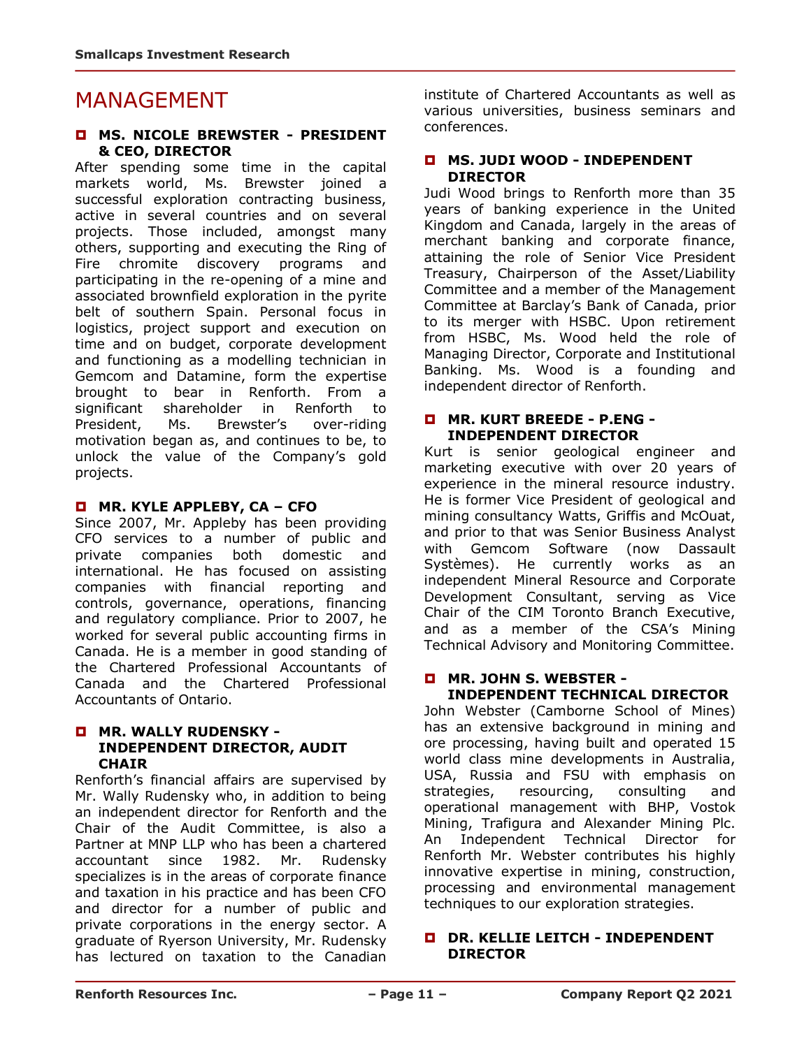# MANAGEMENT

### MS. NICOLE BREWSTER - PRESIDENT & CEO, DIRECTOR

After spending some time in the capital markets world, Ms. Brewster joined a successful exploration contracting business, active in several countries and on several projects. Those included, amongst many others, supporting and executing the Ring of Fire chromite discovery programs and participating in the re-opening of a mine and associated brownfield exploration in the pyrite belt of southern Spain. Personal focus in logistics, project support and execution on time and on budget, corporate development and functioning as a modelling technician in Gemcom and Datamine, form the expertise brought to bear in Renforth. From a significant shareholder in Renforth to President, Ms. Brewster's over-riding motivation began as, and continues to be, to unlock the value of the Company's gold projects.

### MR. KYLE APPLEBY, CA – CFO

Since 2007, Mr. Appleby has been providing CFO services to a number of public and private companies both domestic and international. He has focused on assisting companies with financial reporting and controls, governance, operations, financing and regulatory compliance. Prior to 2007, he worked for several public accounting firms in Canada. He is a member in good standing of the Chartered Professional Accountants of Canada and the Chartered Professional Accountants of Ontario.

### MR. WALLY RUDENSKY - INDEPENDENT DIRECTOR, AUDIT CHAIR

Renforth's financial affairs are supervised by Mr. Wally Rudensky who, in addition to being an independent director for Renforth and the Chair of the Audit Committee, is also a Partner at MNP LLP who has been a chartered accountant since 1982. Mr. Rudensky specializes is in the areas of corporate finance and taxation in his practice and has been CFO and director for a number of public and private corporations in the energy sector. A graduate of Ryerson University, Mr. Rudensky has lectured on taxation to the Canadian institute of Chartered Accountants as well as various universities, business seminars and conferences.

### MS. JUDI WOOD - INDEPENDENT DIRECTOR

Judi Wood brings to Renforth more than 35 years of banking experience in the United Kingdom and Canada, largely in the areas of merchant banking and corporate finance, attaining the role of Senior Vice President Treasury, Chairperson of the Asset/Liability Committee and a member of the Management Committee at Barclay's Bank of Canada, prior to its merger with HSBC. Upon retirement from HSBC, Ms. Wood held the role of Managing Director, Corporate and Institutional Banking. Ms. Wood is a founding and independent director of Renforth.

### MR. KURT BREEDE - P.ENG - INDEPENDENT DIRECTOR

Kurt is senior geological engineer and marketing executive with over 20 years of experience in the mineral resource industry. He is former Vice President of geological and mining consultancy Watts, Griffis and McOuat, and prior to that was Senior Business Analyst with Gemcom Software (now Dassault Systèmes). He currently works as an independent Mineral Resource and Corporate Development Consultant, serving as Vice Chair of the CIM Toronto Branch Executive, and as a member of the CSA's Mining Technical Advisory and Monitoring Committee.

### MR. JOHN S. WEBSTER - INDEPENDENT TECHNICAL DIRECTOR

John Webster (Camborne School of Mines) has an extensive background in mining and ore processing, having built and operated 15 world class mine developments in Australia, USA, Russia and FSU with emphasis on strategies, resourcing, consulting and operational management with BHP, Vostok Mining, Trafigura and Alexander Mining Plc. An Independent Technical Director for Renforth Mr. Webster contributes his highly innovative expertise in mining, construction, processing and environmental management techniques to our exploration strategies.

### DR. KELLIE LEITCH - INDEPENDENT DIRECTOR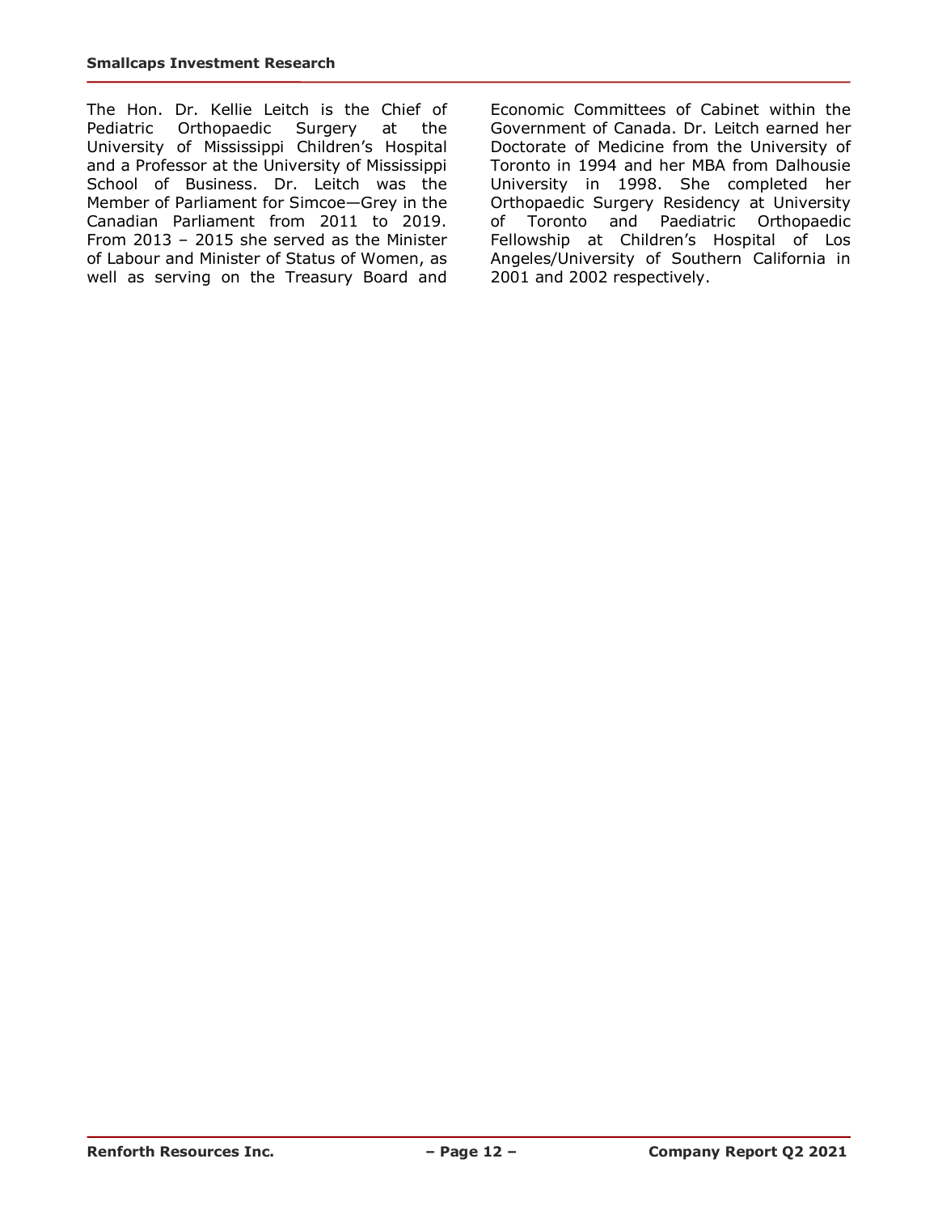The Hon. Dr. Kellie Leitch is the Chief of Pediatric Orthopaedic Surgery at the University of Mississippi Children's Hospital and a Professor at the University of Mississippi School of Business. Dr. Leitch was the Member of Parliament for Simcoe—Grey in the Canadian Parliament from 2011 to 2019. From 2013 – 2015 she served as the Minister of Labour and Minister of Status of Women, as well as serving on the Treasury Board and Economic Committees of Cabinet within the Government of Canada. Dr. Leitch earned her Doctorate of Medicine from the University of Toronto in 1994 and her MBA from Dalhousie University in 1998. She completed her Orthopaedic Surgery Residency at University of Toronto and Paediatric Orthopaedic Fellowship at Children's Hospital of Los Angeles/University of Southern California in 2001 and 2002 respectively.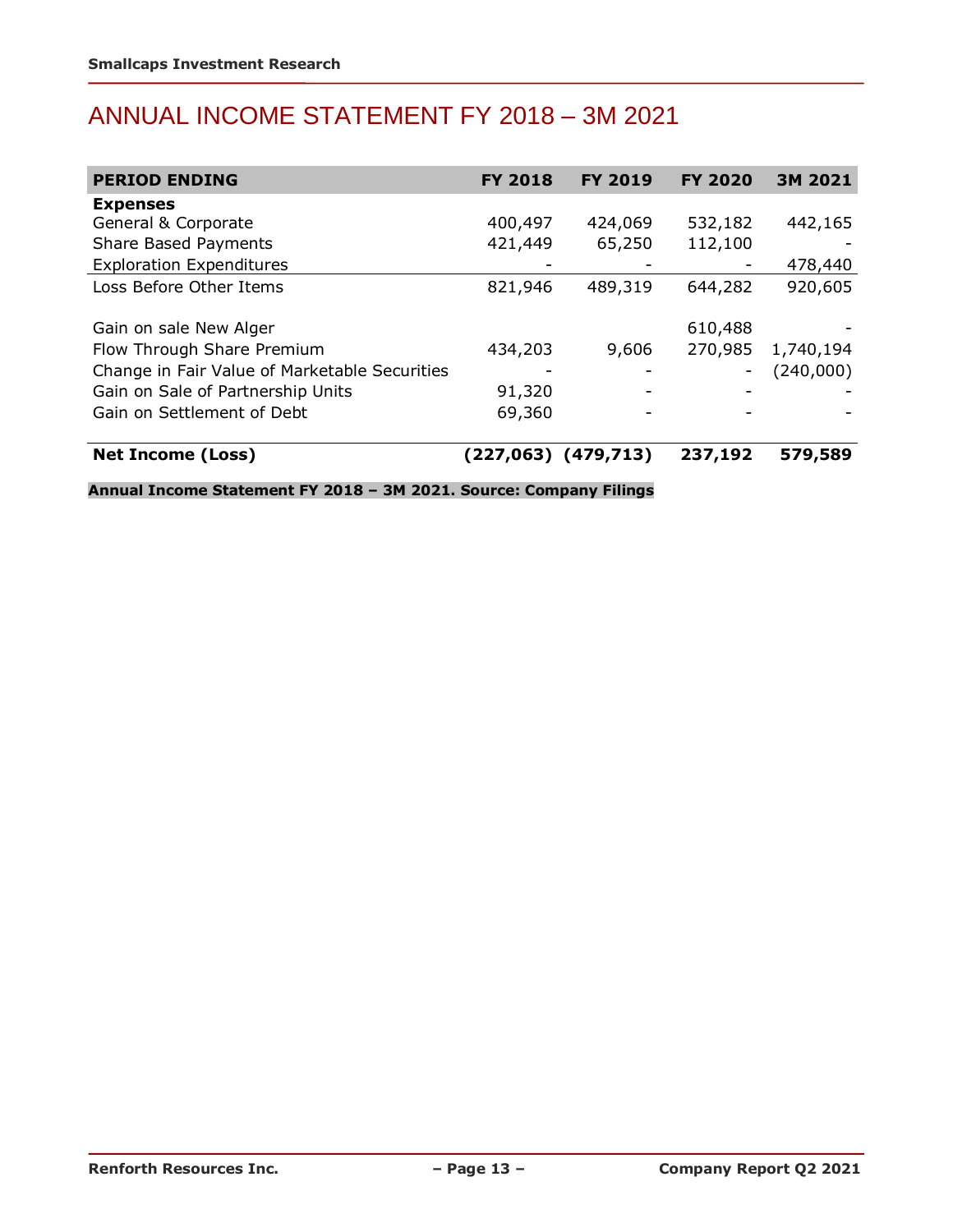# ANNUAL INCOME STATEMENT FY 2018 – 3M 2021

| PERIOD ENDING | FY 2018 | FY 2019 | FY 2020 | 3M 2021 |
|---|---|---|---|---|
| **Expenses** | | | | |
| General & Corporate | 400,497 | 424,069 | 532,182 | 442,165 |
| Share Based Payments | 421,449 | 65,250 | 112,100 | - |
| Exploration Expenditures | - | - | - | 478,440 |
| Loss Before Other Items | 821,946 | 489,319 | 644,282 | 920,605 |
| | | | | |
| Gain on sale New Alger | | | 610,488 | - |
| Flow Through Share Premium | 434,203 | 9,606 | 270,985 | 1,740,194 |
| Change in Fair Value of Marketable Securities | - | - | - | (240,000) |
| Gain on Sale of Partnership Units | 91,320 | - | - | - |
| Gain on Settlement of Debt | 69,360 | - | - | - |
| | | | | |
| **Net Income (Loss)** | **(227,063)** | **(479,713)** | **237,192** | **579,589** |

**Annual Income Statement FY 2018 – 3M 2021. Source: Company Filings**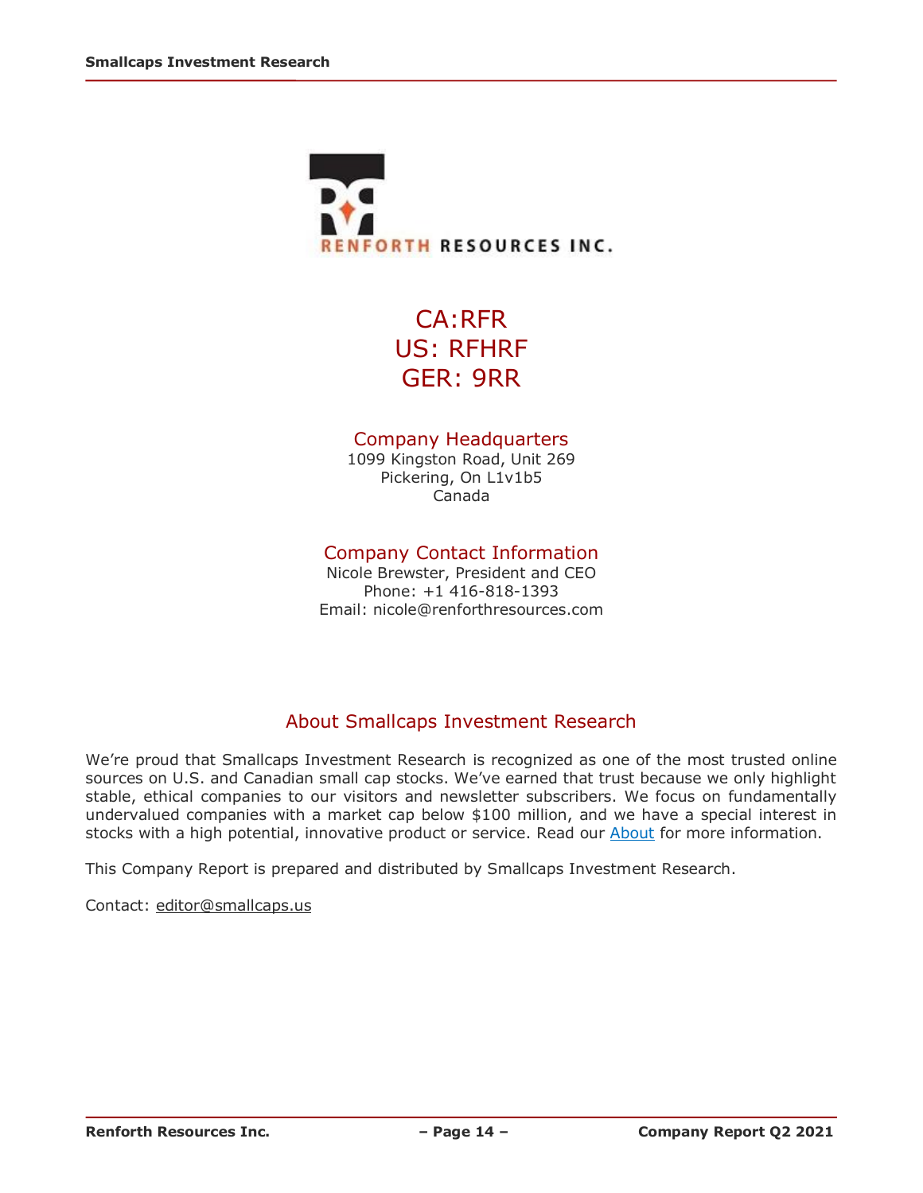RENFORTH RESOURCES INC.

CA:RFR
US: RFHRF
GER: 9RR

## Company Headquarters

1099 Kingston Road, Unit 269
Pickering, On L1v1b5
Canada

## Company Contact Information

Nicole Brewster, President and CEO
Phone: +1 416-818-1393
Email: nicole@renforthresources.com

## About Smallcaps Investment Research

We're proud that Smallcaps Investment Research is recognized as one of the most trusted online sources on U.S. and Canadian small cap stocks. We've earned that trust because we only highlight stable, ethical companies to our visitors and newsletter subscribers. We focus on fundamentally undervalued companies with a market cap below $100 million, and we have a special interest in stocks with a high potential, innovative product or service. Read our About for more information.

This Company Report is prepared and distributed by Smallcaps Investment Research.

Contact: editor@smallcaps.us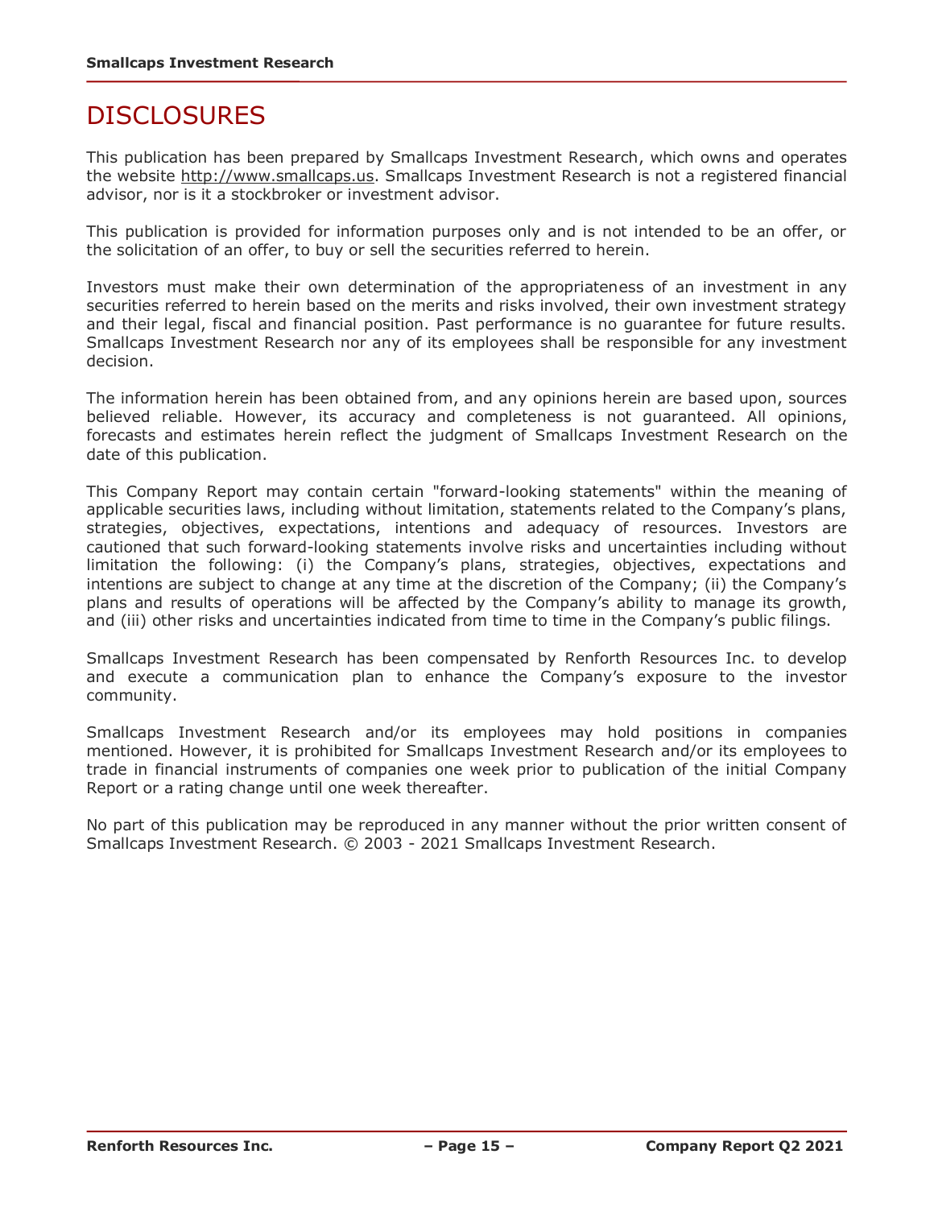# DISCLOSURES

This publication has been prepared by Smallcaps Investment Research, which owns and operates the website http://www.smallcaps.us. Smallcaps Investment Research is not a registered financial advisor, nor is it a stockbroker or investment advisor.

This publication is provided for information purposes only and is not intended to be an offer, or the solicitation of an offer, to buy or sell the securities referred to herein.

Investors must make their own determination of the appropriateness of an investment in any securities referred to herein based on the merits and risks involved, their own investment strategy and their legal, fiscal and financial position. Past performance is no guarantee for future results. Smallcaps Investment Research nor any of its employees shall be responsible for any investment decision.

The information herein has been obtained from, and any opinions herein are based upon, sources believed reliable. However, its accuracy and completeness is not guaranteed. All opinions, forecasts and estimates herein reflect the judgment of Smallcaps Investment Research on the date of this publication.

This Company Report may contain certain "forward-looking statements" within the meaning of applicable securities laws, including without limitation, statements related to the Company's plans, strategies, objectives, expectations, intentions and adequacy of resources. Investors are cautioned that such forward-looking statements involve risks and uncertainties including without limitation the following: (i) the Company's plans, strategies, objectives, expectations and intentions are subject to change at any time at the discretion of the Company; (ii) the Company's plans and results of operations will be affected by the Company's ability to manage its growth, and (iii) other risks and uncertainties indicated from time to time in the Company's public filings.

Smallcaps Investment Research has been compensated by Renforth Resources Inc. to develop and execute a communication plan to enhance the Company's exposure to the investor community.

Smallcaps Investment Research and/or its employees may hold positions in companies mentioned. However, it is prohibited for Smallcaps Investment Research and/or its employees to trade in financial instruments of companies one week prior to publication of the initial Company Report or a rating change until one week thereafter.

No part of this publication may be reproduced in any manner without the prior written consent of Smallcaps Investment Research. © 2003 - 2021 Smallcaps Investment Research.